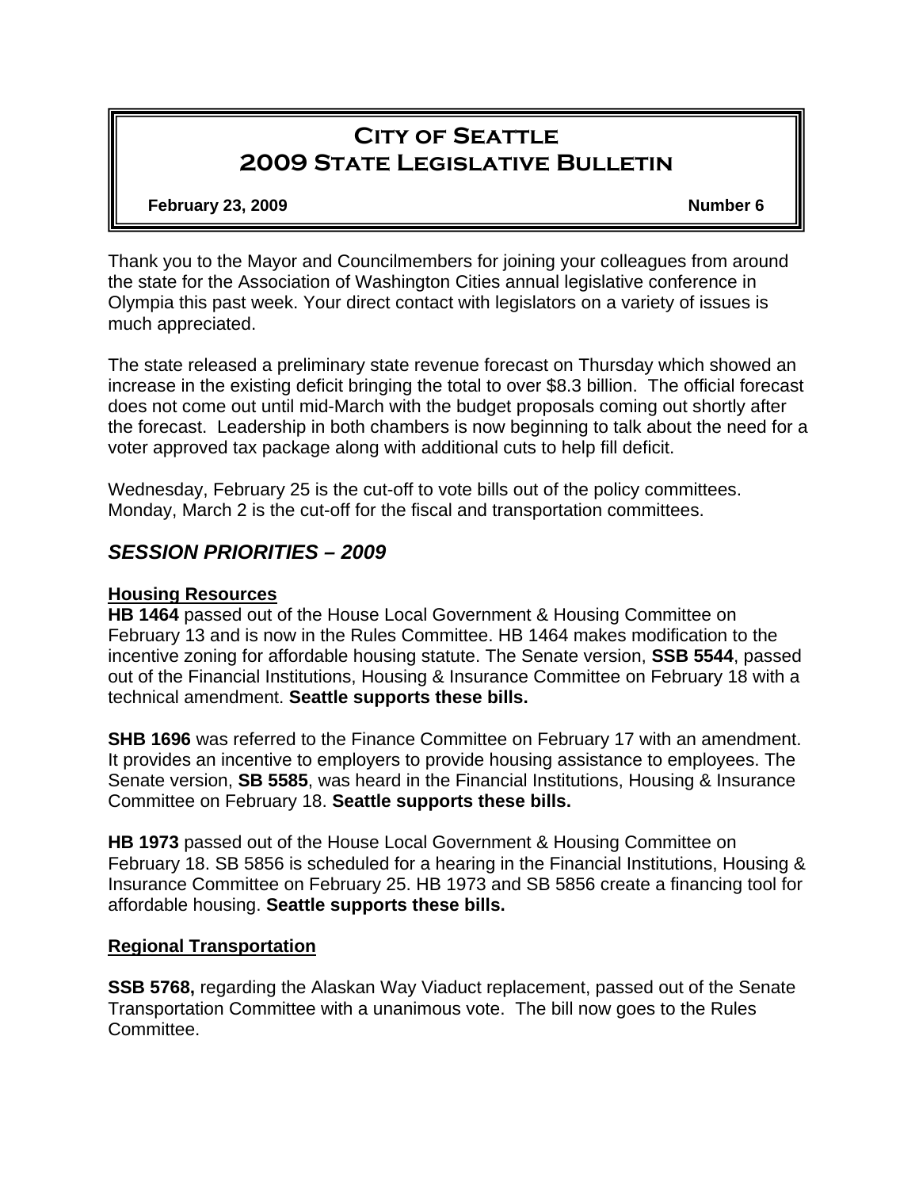# City of Seattle
# 2009 State Legislative Bulletin

**February 23, 2009** **Number 6**

Thank you to the Mayor and Councilmembers for joining your colleagues from around the state for the Association of Washington Cities annual legislative conference in Olympia this past week. Your direct contact with legislators on a variety of issues is much appreciated.

The state released a preliminary state revenue forecast on Thursday which showed an increase in the existing deficit bringing the total to over $8.3 billion. The official forecast does not come out until mid-March with the budget proposals coming out shortly after the forecast. Leadership in both chambers is now beginning to talk about the need for a voter approved tax package along with additional cuts to help fill deficit.

Wednesday, February 25 is the cut-off to vote bills out of the policy committees. Monday, March 2 is the cut-off for the fiscal and transportation committees.

## *SESSION PRIORITIES – 2009*

### Housing Resources

**HB 1464** passed out of the House Local Government & Housing Committee on February 13 and is now in the Rules Committee. HB 1464 makes modification to the incentive zoning for affordable housing statute. The Senate version, **SSB 5544**, passed out of the Financial Institutions, Housing & Insurance Committee on February 18 with a technical amendment. **Seattle supports these bills.**

**SHB 1696** was referred to the Finance Committee on February 17 with an amendment. It provides an incentive to employers to provide housing assistance to employees. The Senate version, **SB 5585**, was heard in the Financial Institutions, Housing & Insurance Committee on February 18. **Seattle supports these bills.**

**HB 1973** passed out of the House Local Government & Housing Committee on February 18. SB 5856 is scheduled for a hearing in the Financial Institutions, Housing & Insurance Committee on February 25. HB 1973 and SB 5856 create a financing tool for affordable housing. **Seattle supports these bills.**

### Regional Transportation

**SSB 5768,** regarding the Alaskan Way Viaduct replacement, passed out of the Senate Transportation Committee with a unanimous vote. The bill now goes to the Rules Committee.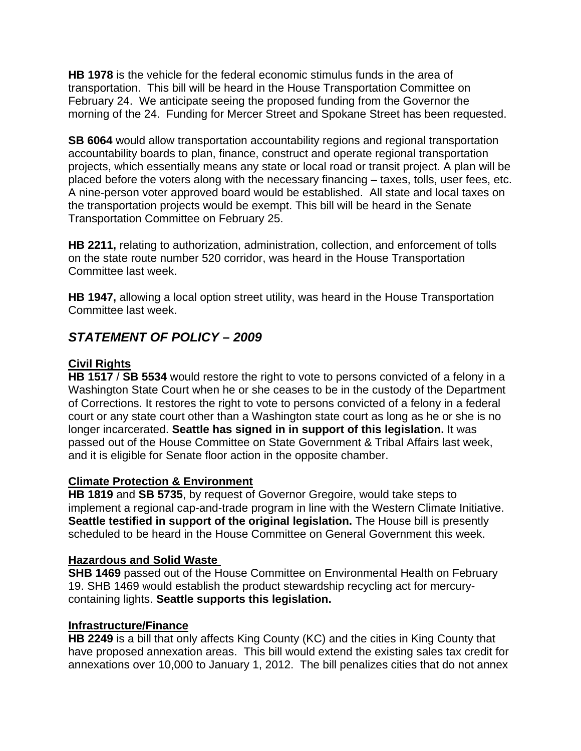**HB 1978** is the vehicle for the federal economic stimulus funds in the area of transportation. This bill will be heard in the House Transportation Committee on February 24. We anticipate seeing the proposed funding from the Governor the morning of the 24. Funding for Mercer Street and Spokane Street has been requested.

**SB 6064** would allow transportation accountability regions and regional transportation accountability boards to plan, finance, construct and operate regional transportation projects, which essentially means any state or local road or transit project. A plan will be placed before the voters along with the necessary financing – taxes, tolls, user fees, etc. A nine-person voter approved board would be established. All state and local taxes on the transportation projects would be exempt. This bill will be heard in the Senate Transportation Committee on February 25.

**HB 2211,** relating to authorization, administration, collection, and enforcement of tolls on the state route number 520 corridor, was heard in the House Transportation Committee last week.

**HB 1947,** allowing a local option street utility, was heard in the House Transportation Committee last week.

## *STATEMENT OF POLICY – 2009*

### Civil Rights

**HB 1517** / **SB 5534** would restore the right to vote to persons convicted of a felony in a Washington State Court when he or she ceases to be in the custody of the Department of Corrections. It restores the right to vote to persons convicted of a felony in a federal court or any state court other than a Washington state court as long as he or she is no longer incarcerated. **Seattle has signed in in support of this legislation.** It was passed out of the House Committee on State Government & Tribal Affairs last week, and it is eligible for Senate floor action in the opposite chamber.

### Climate Protection & Environment

**HB 1819** and **SB 5735**, by request of Governor Gregoire, would take steps to implement a regional cap-and-trade program in line with the Western Climate Initiative. **Seattle testified in support of the original legislation.** The House bill is presently scheduled to be heard in the House Committee on General Government this week.

### Hazardous and Solid Waste

**SHB 1469** passed out of the House Committee on Environmental Health on February 19. SHB 1469 would establish the product stewardship recycling act for mercury-containing lights. **Seattle supports this legislation.**

### Infrastructure/Finance

**HB 2249** is a bill that only affects King County (KC) and the cities in King County that have proposed annexation areas. This bill would extend the existing sales tax credit for annexations over 10,000 to January 1, 2012. The bill penalizes cities that do not annex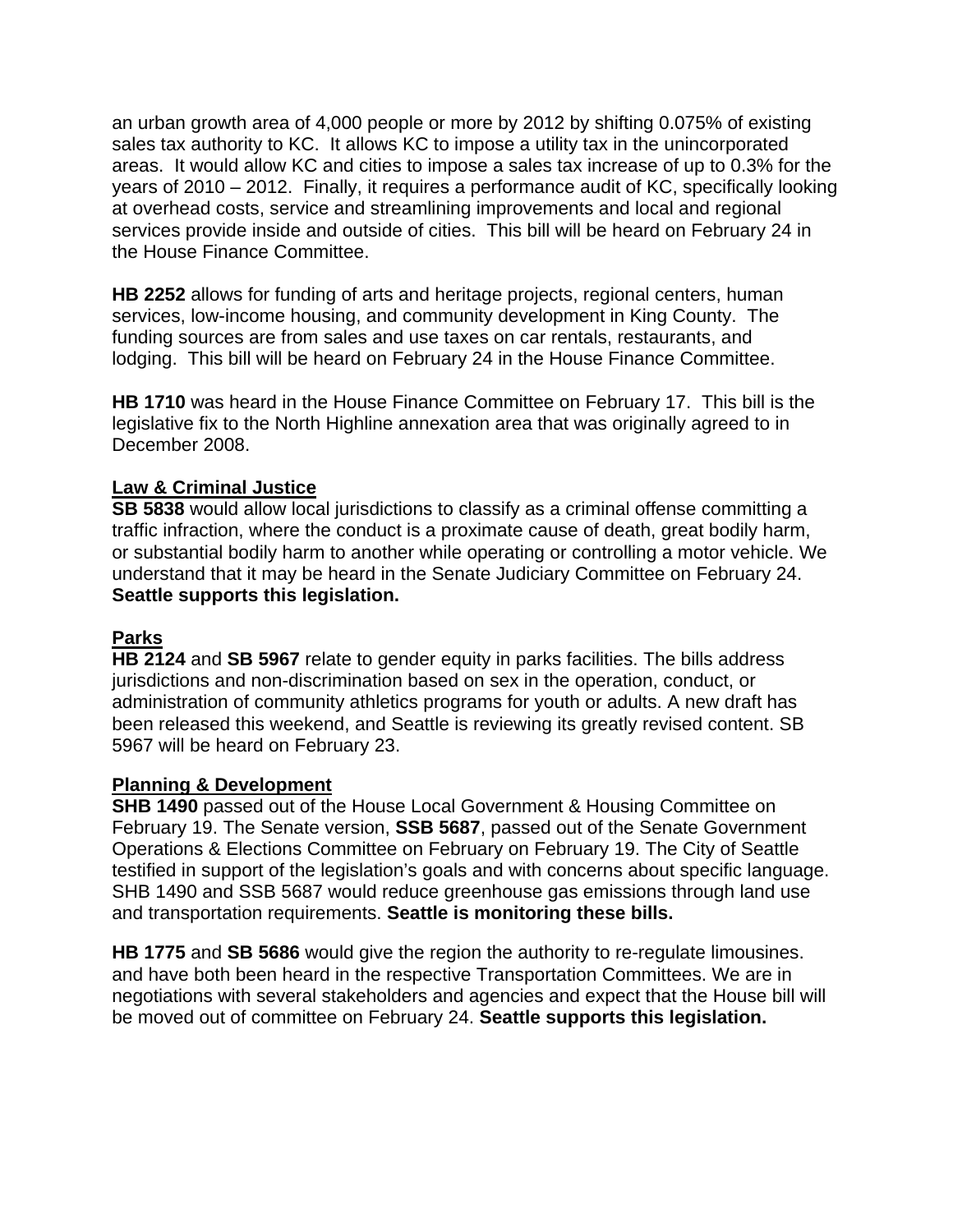an urban growth area of 4,000 people or more by 2012 by shifting 0.075% of existing sales tax authority to KC. It allows KC to impose a utility tax in the unincorporated areas. It would allow KC and cities to impose a sales tax increase of up to 0.3% for the years of 2010 – 2012. Finally, it requires a performance audit of KC, specifically looking at overhead costs, service and streamlining improvements and local and regional services provide inside and outside of cities. This bill will be heard on February 24 in the House Finance Committee.

**HB 2252** allows for funding of arts and heritage projects, regional centers, human services, low-income housing, and community development in King County. The funding sources are from sales and use taxes on car rentals, restaurants, and lodging. This bill will be heard on February 24 in the House Finance Committee.

**HB 1710** was heard in the House Finance Committee on February 17. This bill is the legislative fix to the North Highline annexation area that was originally agreed to in December 2008.

**Law & Criminal Justice**

**SB 5838** would allow local jurisdictions to classify as a criminal offense committing a traffic infraction, where the conduct is a proximate cause of death, great bodily harm, or substantial bodily harm to another while operating or controlling a motor vehicle. We understand that it may be heard in the Senate Judiciary Committee on February 24. **Seattle supports this legislation.**

**Parks**

**HB 2124** and **SB 5967** relate to gender equity in parks facilities. The bills address jurisdictions and non-discrimination based on sex in the operation, conduct, or administration of community athletics programs for youth or adults. A new draft has been released this weekend, and Seattle is reviewing its greatly revised content. SB 5967 will be heard on February 23.

**Planning & Development**

**SHB 1490** passed out of the House Local Government & Housing Committee on February 19. The Senate version, **SSB 5687**, passed out of the Senate Government Operations & Elections Committee on February on February 19. The City of Seattle testified in support of the legislation's goals and with concerns about specific language. SHB 1490 and SSB 5687 would reduce greenhouse gas emissions through land use and transportation requirements. **Seattle is monitoring these bills.**

**HB 1775** and **SB 5686** would give the region the authority to re-regulate limousines. and have both been heard in the respective Transportation Committees. We are in negotiations with several stakeholders and agencies and expect that the House bill will be moved out of committee on February 24. **Seattle supports this legislation.**